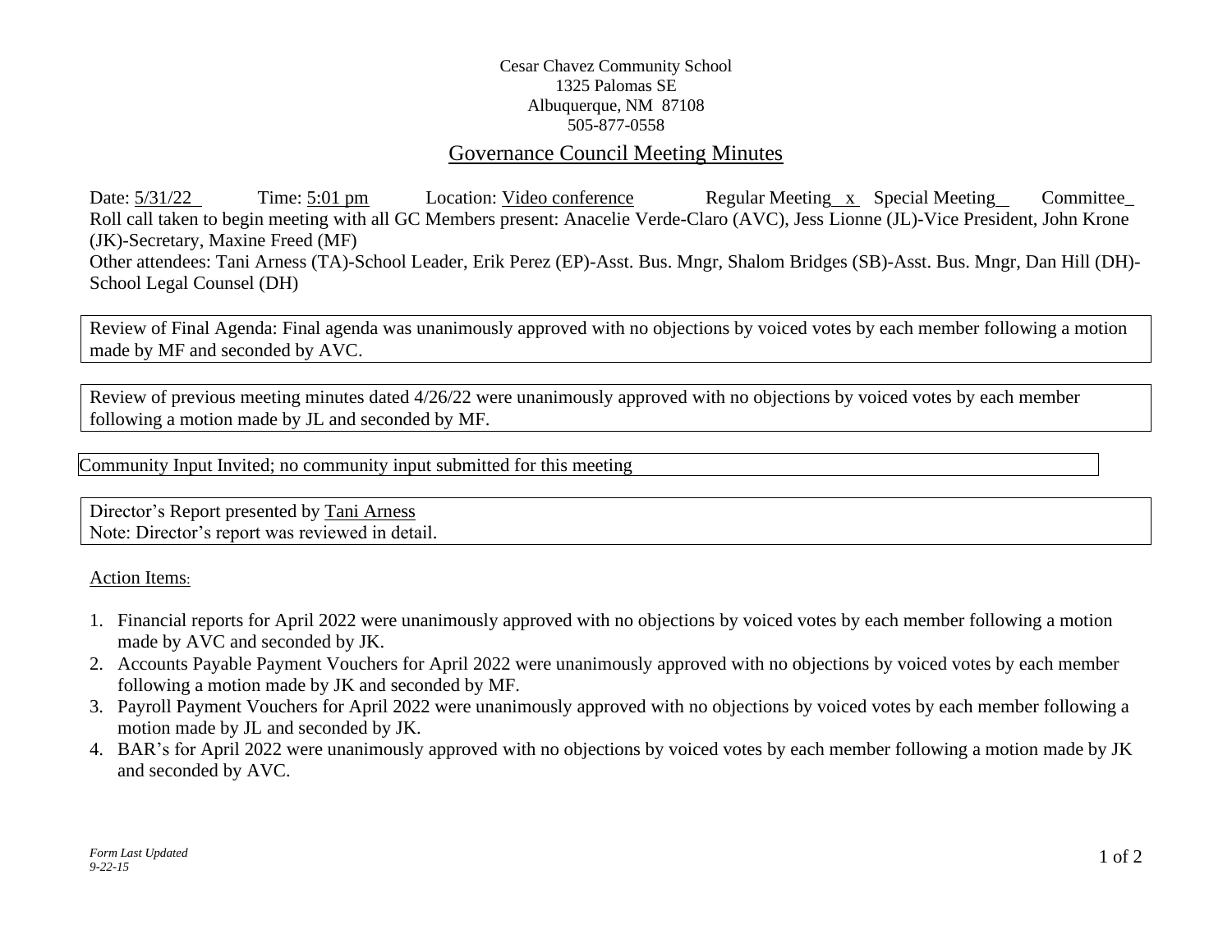Cesar Chavez Community School
1325 Palomas SE
Albuquerque, NM 87108
505-877-0558

# Governance Council Meeting Minutes

Date: 5/31/22 Time: 5:01 pm Location: Video conference Regular Meeting x Special Meeting_ Committee_

Roll call taken to begin meeting with all GC Members present: Anacelie Verde-Claro (AVC), Jess Lionne (JL)-Vice President, John Krone (JK)-Secretary, Maxine Freed (MF)

Other attendees: Tani Arness (TA)-School Leader, Erik Perez (EP)-Asst. Bus. Mngr, Shalom Bridges (SB)-Asst. Bus. Mngr, Dan Hill (DH)-School Legal Counsel (DH)

Review of Final Agenda: Final agenda was unanimously approved with no objections by voiced votes by each member following a motion made by MF and seconded by AVC.

Review of previous meeting minutes dated 4/26/22 were unanimously approved with no objections by voiced votes by each member following a motion made by JL and seconded by MF.

Community Input Invited; no community input submitted for this meeting

Director's Report presented by Tani Arness
Note: Director's report was reviewed in detail.

Action Items:

1. Financial reports for April 2022 were unanimously approved with no objections by voiced votes by each member following a motion made by AVC and seconded by JK.
2. Accounts Payable Payment Vouchers for April 2022 were unanimously approved with no objections by voiced votes by each member following a motion made by JK and seconded by MF.
3. Payroll Payment Vouchers for April 2022 were unanimously approved with no objections by voiced votes by each member following a motion made by JL and seconded by JK.
4. BAR's for April 2022 were unanimously approved with no objections by voiced votes by each member following a motion made by JK and seconded by AVC.

*Form Last Updated 9-22-15*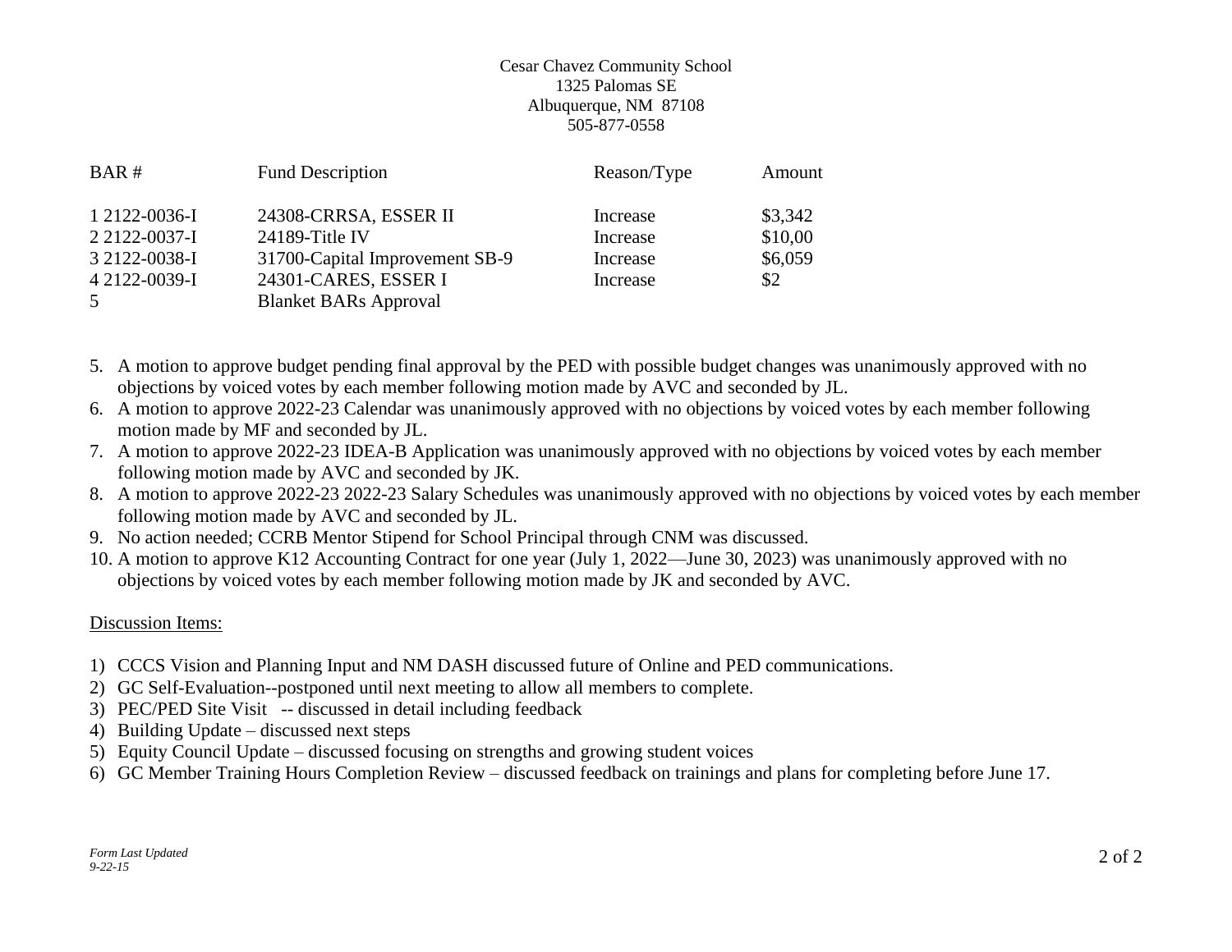Cesar Chavez Community School
1325 Palomas SE
Albuquerque, NM 87108
505-877-0558

| BAR # | Fund Description | Reason/Type | Amount |
|---|---|---|---|
| 1 2122-0036-I | 24308-CRRSA, ESSER II | Increase | $3,342 |
| 2 2122-0037-I | 24189-Title IV | Increase | $10,00 |
| 3 2122-0038-I | 31700-Capital Improvement SB-9 | Increase | $6,059 |
| 4 2122-0039-I | 24301-CARES, ESSER I | Increase | $2 |
| 5 | Blanket BARs Approval | | |

5. A motion to approve budget pending final approval by the PED with possible budget changes was unanimously approved with no objections by voiced votes by each member following motion made by AVC and seconded by JL.
6. A motion to approve 2022-23 Calendar was unanimously approved with no objections by voiced votes by each member following motion made by MF and seconded by JL.
7. A motion to approve 2022-23 IDEA-B Application was unanimously approved with no objections by voiced votes by each member following motion made by AVC and seconded by JK.
8. A motion to approve 2022-23 2022-23 Salary Schedules was unanimously approved with no objections by voiced votes by each member following motion made by AVC and seconded by JL.
9. No action needed; CCRB Mentor Stipend for School Principal through CNM was discussed.
10. A motion to approve K12 Accounting Contract for one year (July 1, 2022—June 30, 2023) was unanimously approved with no objections by voiced votes by each member following motion made by JK and seconded by AVC.

Discussion Items:

1) CCCS Vision and Planning Input and NM DASH discussed future of Online and PED communications.
2) GC Self-Evaluation--postponed until next meeting to allow all members to complete.
3) PEC/PED Site Visit -- discussed in detail including feedback
4) Building Update – discussed next steps
5) Equity Council Update – discussed focusing on strengths and growing student voices
6) GC Member Training Hours Completion Review – discussed feedback on trainings and plans for completing before June 17.

*Form Last Updated 9-22-15*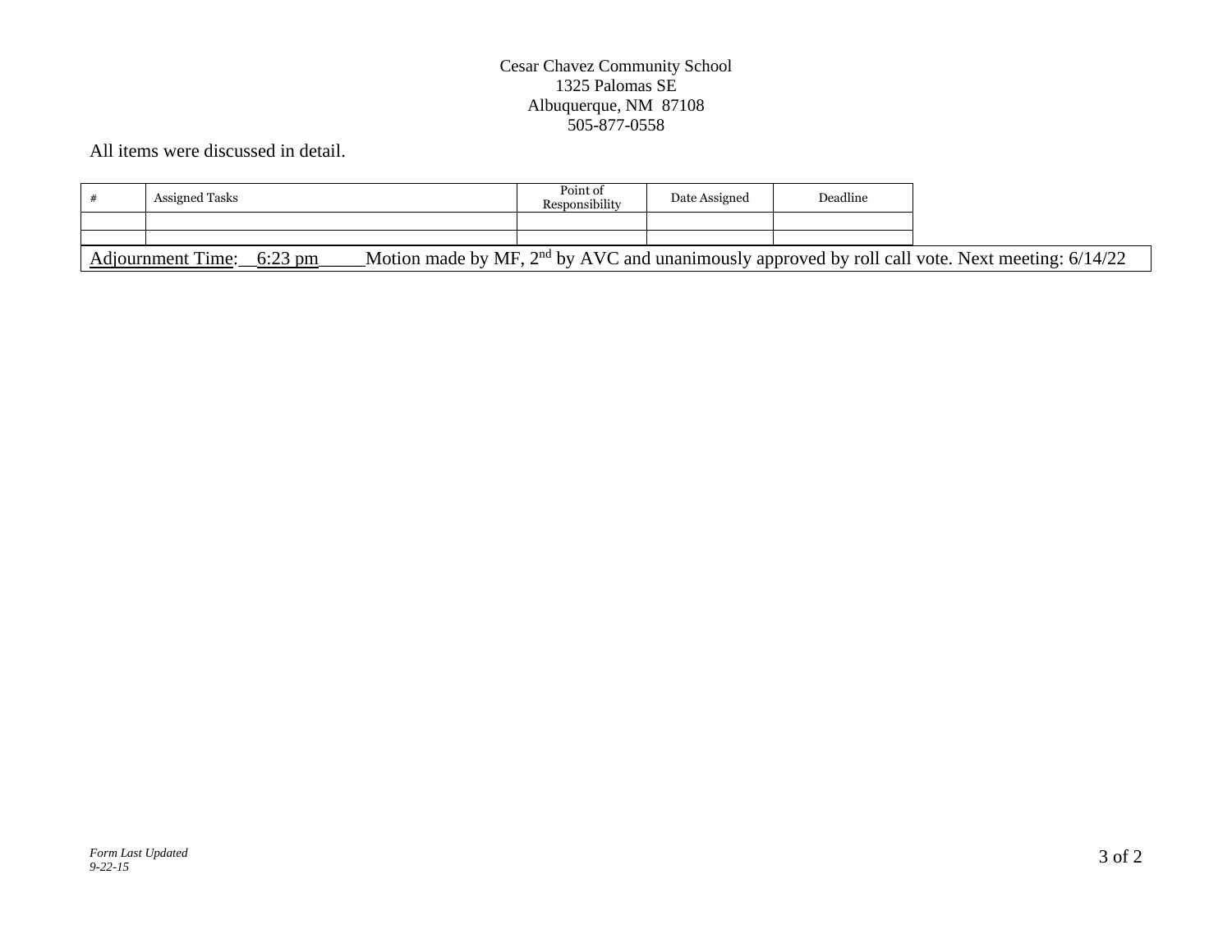Cesar Chavez Community School
1325 Palomas SE
Albuquerque, NM 87108
505-877-0558

All items were discussed in detail.

| # | Assigned Tasks | Point of Responsibility | Date Assigned | Deadline |
|---|---|---|---|---|
| | | | | |
| | | | | |

Adjournment Time:__6:23 pm_____Motion made by MF, 2nd by AVC and unanimously approved by roll call vote. Next meeting: 6/14/22

*Form Last Updated 9-22-15*